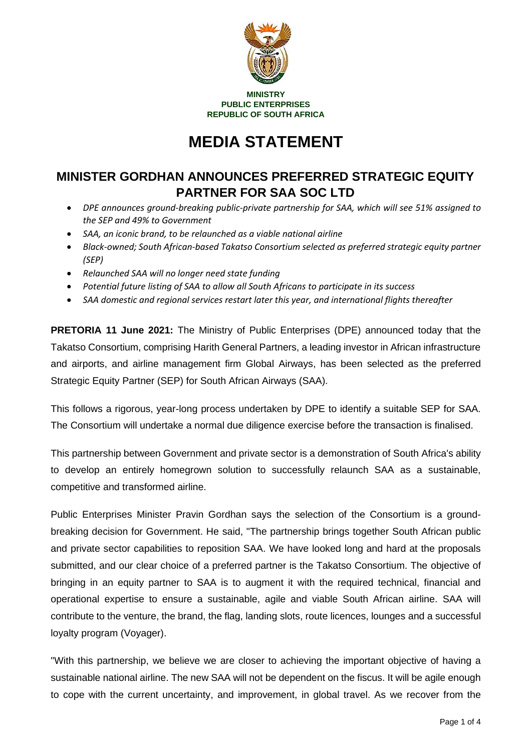**MINISTRY**
**PUBLIC ENTERPRISES**
**REPUBLIC OF SOUTH AFRICA**

# MEDIA STATEMENT

## MINISTER GORDHAN ANNOUNCES PREFERRED STRATEGIC EQUITY PARTNER FOR SAA SOC LTD

- *DPE announces ground-breaking public-private partnership for SAA, which will see 51% assigned to the SEP and 49% to Government*
- *SAA, an iconic brand, to be relaunched as a viable national airline*
- *Black-owned; South African-based Takatso Consortium selected as preferred strategic equity partner (SEP)*
- *Relaunched SAA will no longer need state funding*
- *Potential future listing of SAA to allow all South Africans to participate in its success*
- *SAA domestic and regional services restart later this year, and international flights thereafter*

**PRETORIA 11 June 2021:** The Ministry of Public Enterprises (DPE) announced today that the Takatso Consortium, comprising Harith General Partners, a leading investor in African infrastructure and airports, and airline management firm Global Airways, has been selected as the preferred Strategic Equity Partner (SEP) for South African Airways (SAA).

This follows a rigorous, year-long process undertaken by DPE to identify a suitable SEP for SAA. The Consortium will undertake a normal due diligence exercise before the transaction is finalised.

This partnership between Government and private sector is a demonstration of South Africa's ability to develop an entirely homegrown solution to successfully relaunch SAA as a sustainable, competitive and transformed airline.

Public Enterprises Minister Pravin Gordhan says the selection of the Consortium is a ground-breaking decision for Government. He said, "The partnership brings together South African public and private sector capabilities to reposition SAA. We have looked long and hard at the proposals submitted, and our clear choice of a preferred partner is the Takatso Consortium. The objective of bringing in an equity partner to SAA is to augment it with the required technical, financial and operational expertise to ensure a sustainable, agile and viable South African airline. SAA will contribute to the venture, the brand, the flag, landing slots, route licences, lounges and a successful loyalty program (Voyager).

"With this partnership, we believe we are closer to achieving the important objective of having a sustainable national airline. The new SAA will not be dependent on the fiscus. It will be agile enough to cope with the current uncertainty, and improvement, in global travel. As we recover from the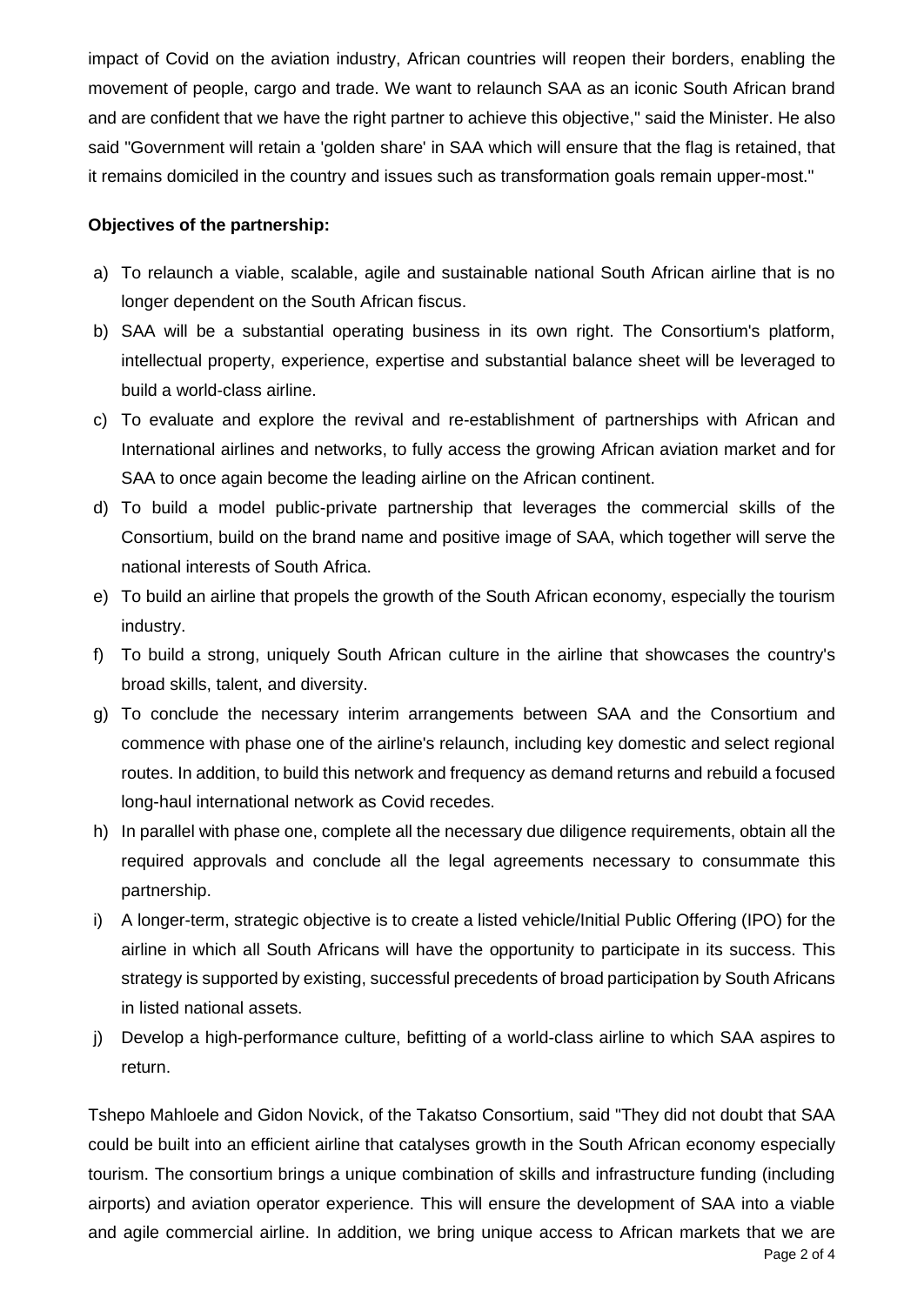impact of Covid on the aviation industry, African countries will reopen their borders, enabling the movement of people, cargo and trade. We want to relaunch SAA as an iconic South African brand and are confident that we have the right partner to achieve this objective," said the Minister. He also said "Government will retain a 'golden share' in SAA which will ensure that the flag is retained, that it remains domiciled in the country and issues such as transformation goals remain upper-most."

**Objectives of the partnership:**

a) To relaunch a viable, scalable, agile and sustainable national South African airline that is no longer dependent on the South African fiscus.
b) SAA will be a substantial operating business in its own right. The Consortium's platform, intellectual property, experience, expertise and substantial balance sheet will be leveraged to build a world-class airline.
c) To evaluate and explore the revival and re-establishment of partnerships with African and International airlines and networks, to fully access the growing African aviation market and for SAA to once again become the leading airline on the African continent.
d) To build a model public-private partnership that leverages the commercial skills of the Consortium, build on the brand name and positive image of SAA, which together will serve the national interests of South Africa.
e) To build an airline that propels the growth of the South African economy, especially the tourism industry.
f) To build a strong, uniquely South African culture in the airline that showcases the country's broad skills, talent, and diversity.
g) To conclude the necessary interim arrangements between SAA and the Consortium and commence with phase one of the airline's relaunch, including key domestic and select regional routes. In addition, to build this network and frequency as demand returns and rebuild a focused long-haul international network as Covid recedes.
h) In parallel with phase one, complete all the necessary due diligence requirements, obtain all the required approvals and conclude all the legal agreements necessary to consummate this partnership.
i) A longer-term, strategic objective is to create a listed vehicle/Initial Public Offering (IPO) for the airline in which all South Africans will have the opportunity to participate in its success. This strategy is supported by existing, successful precedents of broad participation by South Africans in listed national assets.
j) Develop a high-performance culture, befitting of a world-class airline to which SAA aspires to return.

Tshepo Mahloele and Gidon Novick, of the Takatso Consortium, said "They did not doubt that SAA could be built into an efficient airline that catalyses growth in the South African economy especially tourism. The consortium brings a unique combination of skills and infrastructure funding (including airports) and aviation operator experience. This will ensure the development of SAA into a viable and agile commercial airline. In addition, we bring unique access to African markets that we are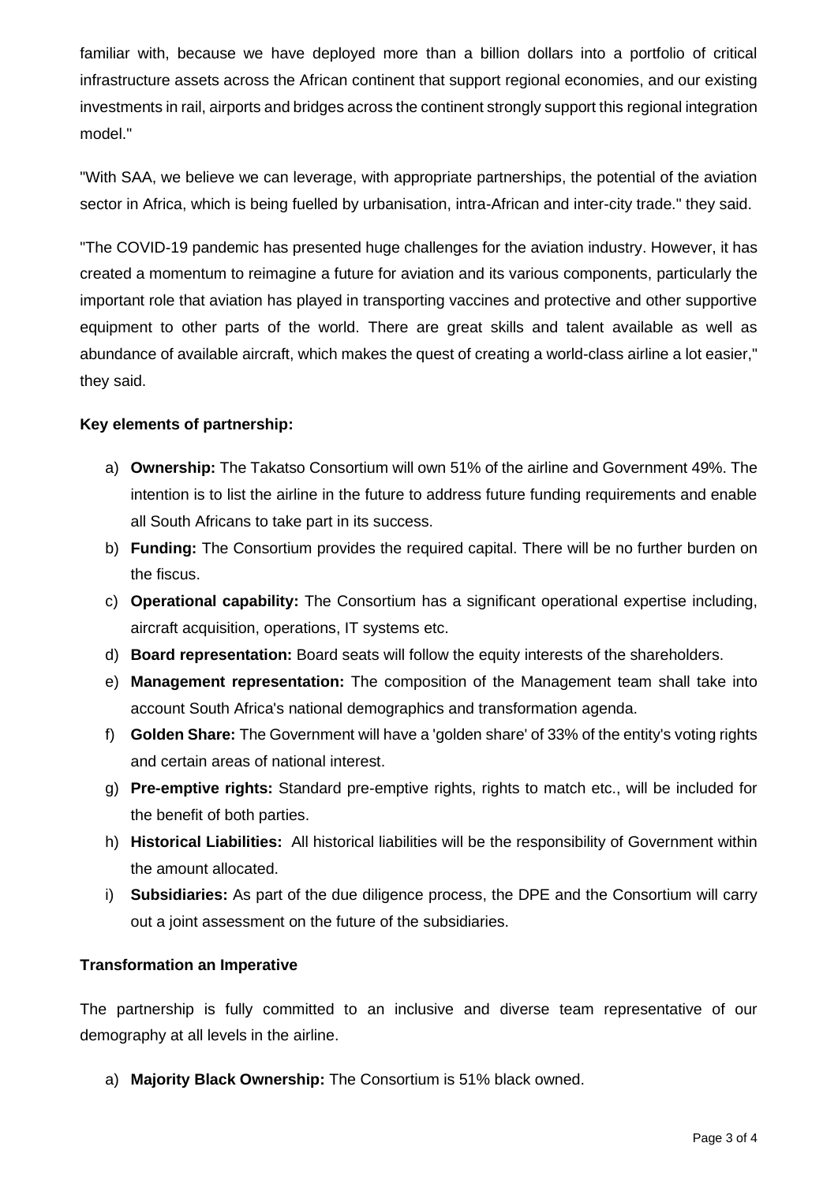familiar with, because we have deployed more than a billion dollars into a portfolio of critical infrastructure assets across the African continent that support regional economies, and our existing investments in rail, airports and bridges across the continent strongly support this regional integration model."

"With SAA, we believe we can leverage, with appropriate partnerships, the potential of the aviation sector in Africa, which is being fuelled by urbanisation, intra-African and inter-city trade." they said.

"The COVID-19 pandemic has presented huge challenges for the aviation industry. However, it has created a momentum to reimagine a future for aviation and its various components, particularly the important role that aviation has played in transporting vaccines and protective and other supportive equipment to other parts of the world. There are great skills and talent available as well as abundance of available aircraft, which makes the quest of creating a world-class airline a lot easier," they said.

**Key elements of partnership:**

a) **Ownership:** The Takatso Consortium will own 51% of the airline and Government 49%. The intention is to list the airline in the future to address future funding requirements and enable all South Africans to take part in its success.

b) **Funding:** The Consortium provides the required capital. There will be no further burden on the fiscus.

c) **Operational capability:** The Consortium has a significant operational expertise including, aircraft acquisition, operations, IT systems etc.

d) **Board representation:** Board seats will follow the equity interests of the shareholders.

e) **Management representation:** The composition of the Management team shall take into account South Africa's national demographics and transformation agenda.

f) **Golden Share:** The Government will have a 'golden share' of 33% of the entity's voting rights and certain areas of national interest.

g) **Pre-emptive rights:** Standard pre-emptive rights, rights to match etc., will be included for the benefit of both parties.

h) **Historical Liabilities:** All historical liabilities will be the responsibility of Government within the amount allocated.

i) **Subsidiaries:** As part of the due diligence process, the DPE and the Consortium will carry out a joint assessment on the future of the subsidiaries.

**Transformation an Imperative**

The partnership is fully committed to an inclusive and diverse team representative of our demography at all levels in the airline.

a) **Majority Black Ownership:** The Consortium is 51% black owned.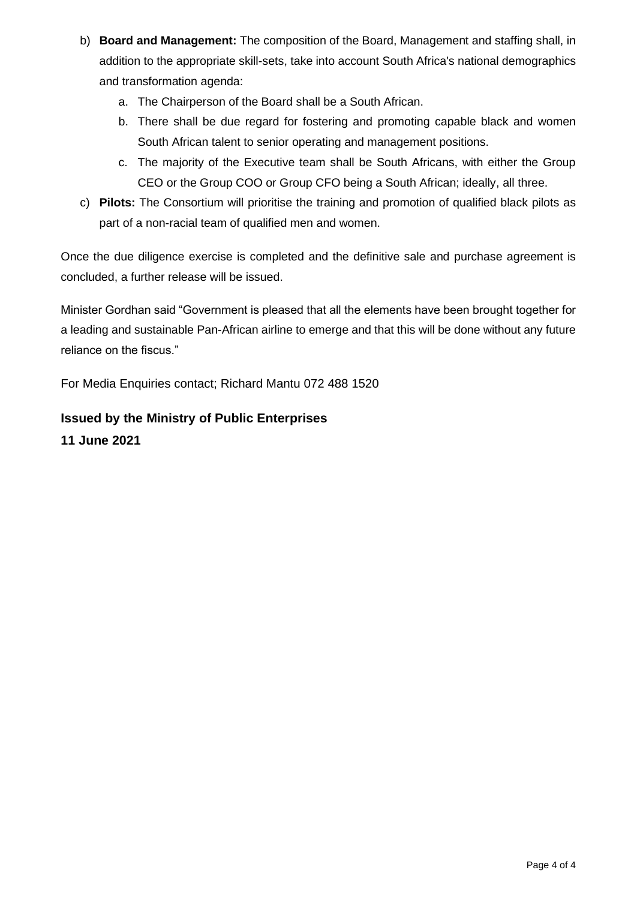b) **Board and Management:** The composition of the Board, Management and staffing shall, in addition to the appropriate skill-sets, take into account South Africa's national demographics and transformation agenda:

   a. The Chairperson of the Board shall be a South African.

   b. There shall be due regard for fostering and promoting capable black and women South African talent to senior operating and management positions.

   c. The majority of the Executive team shall be South Africans, with either the Group CEO or the Group COO or Group CFO being a South African; ideally, all three.

c) **Pilots:** The Consortium will prioritise the training and promotion of qualified black pilots as part of a non-racial team of qualified men and women.

Once the due diligence exercise is completed and the definitive sale and purchase agreement is concluded, a further release will be issued.

Minister Gordhan said "Government is pleased that all the elements have been brought together for a leading and sustainable Pan-African airline to emerge and that this will be done without any future reliance on the fiscus."

For Media Enquiries contact; Richard Mantu 072 488 1520

**Issued by the Ministry of Public Enterprises**

**11 June 2021**